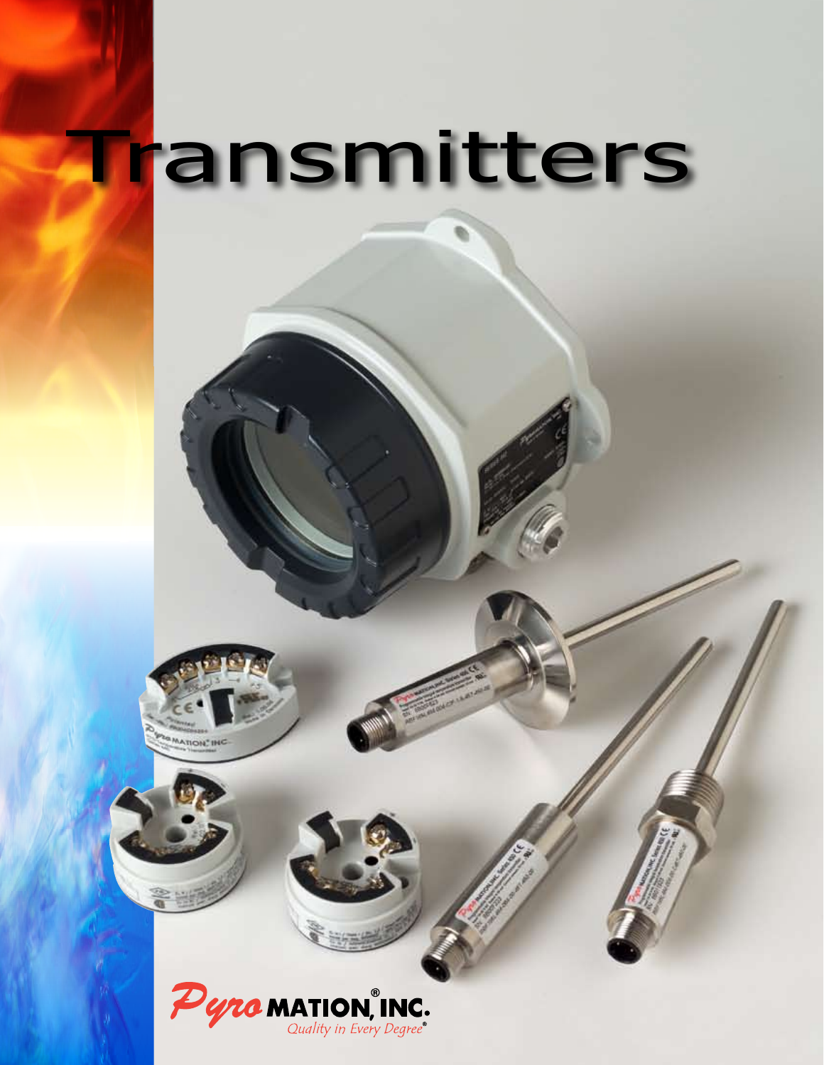# Transmitters

**Pyro MATION®, INC.**

*Quality in Every Degree®*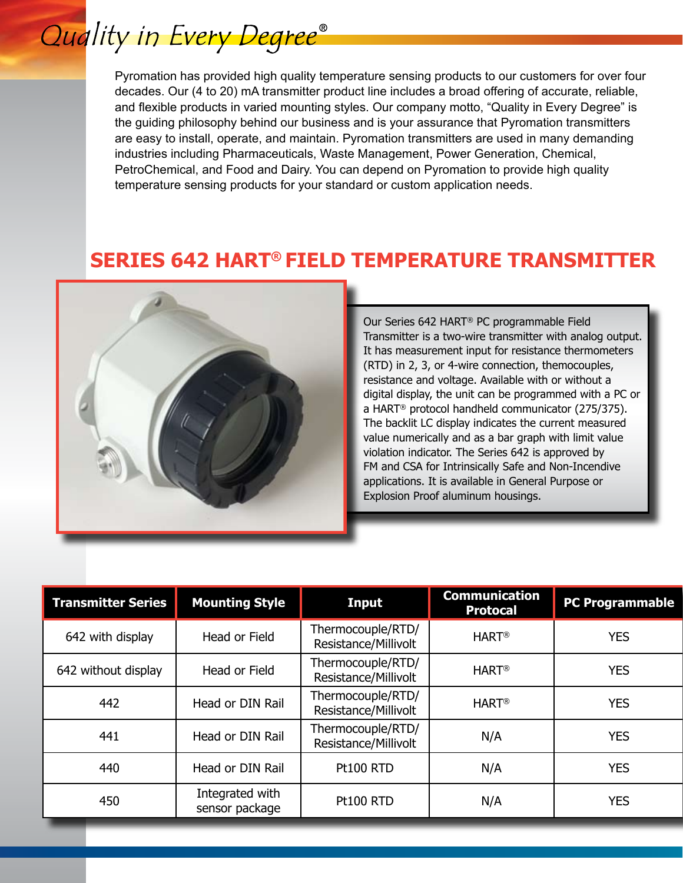# *Quality in Every Degree®*

Pyromation has provided high quality temperature sensing products to our customers for over four decades. Our (4 to 20) mA transmitter product line includes a broad offering of accurate, reliable, and flexible products in varied mounting styles. Our company motto, “Quality in Every Degree” is the guiding philosophy behind our business and is your assurance that Pyromation transmitters are easy to install, operate, and maintain. Pyromation transmitters are used in many demanding industries including Pharmaceuticals, Waste Management, Power Generation, Chemical, PetroChemical, and Food and Dairy. You can depend on Pyromation to provide high quality temperature sensing products for your standard or custom application needs.

## SERIES 642 HART® FIELD TEMPERATURE TRANSMITTER

Our Series 642 HART® PC programmable Field Transmitter is a two-wire transmitter with analog output. It has measurement input for resistance thermometers (RTD) in 2, 3, or 4-wire connection, themocouples, resistance and voltage. Available with or without a digital display, the unit can be programmed with a PC or a HART® protocol handheld communicator (275/375). The backlit LC display indicates the current measured value numerically and as a bar graph with limit value violation indicator. The Series 642 is approved by FM and CSA for Intrinsically Safe and Non-Incendive applications. It is available in General Purpose or Explosion Proof aluminum housings.

| Transmitter Series | Mounting Style | Input | Communication Protocol | PC Programmable |
|---|---|---|---|---|
| 642 with display | Head or Field | Thermocouple/RTD/ Resistance/Millivolt | HART® | YES |
| 642 without display | Head or Field | Thermocouple/RTD/ Resistance/Millivolt | HART® | YES |
| 442 | Head or DIN Rail | Thermocouple/RTD/ Resistance/Millivolt | HART® | YES |
| 441 | Head or DIN Rail | Thermocouple/RTD/ Resistance/Millivolt | N/A | YES |
| 440 | Head or DIN Rail | Pt100 RTD | N/A | YES |
| 450 | Integrated with sensor package | Pt100 RTD | N/A | YES |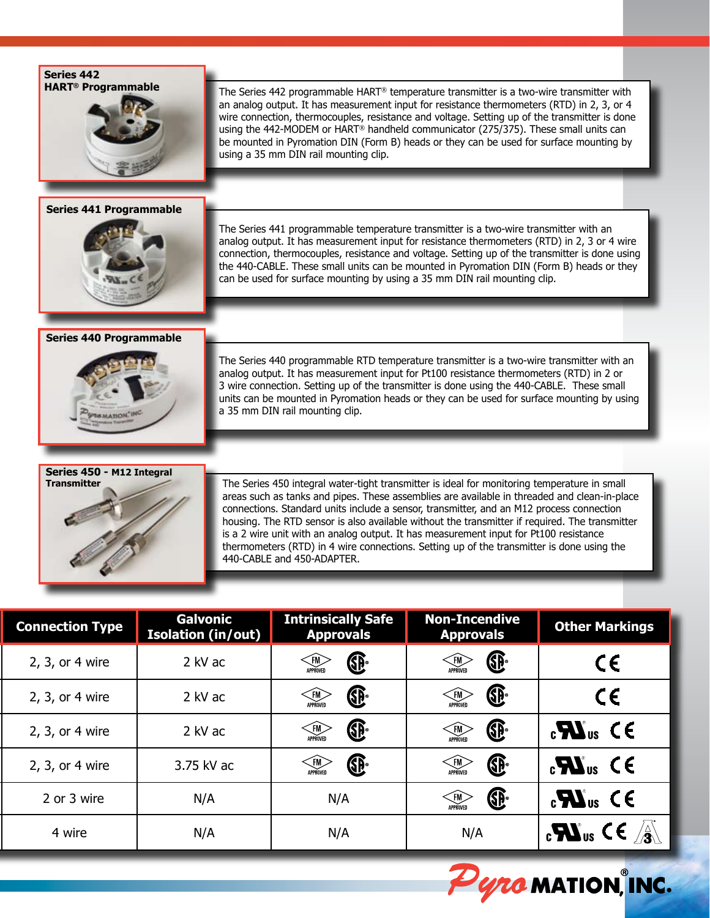## Series 442 HART® Programmable

The Series 442 programmable HART® temperature transmitter is a two-wire transmitter with an analog output. It has measurement input for resistance thermometers (RTD) in 2, 3, or 4 wire connection, thermocouples, resistance and voltage. Setting up of the transmitter is done using the 442-MODEM or HART® handheld communicator (275/375). These small units can be mounted in Pyromation DIN (Form B) heads or they can be used for surface mounting by using a 35 mm DIN rail mounting clip.

## Series 441 Programmable

The Series 441 programmable temperature transmitter is a two-wire transmitter with an analog output. It has measurement input for resistance thermometers (RTD) in 2, 3 or 4 wire connection, thermocouples, resistance and voltage. Setting up of the transmitter is done using the 440-CABLE. These small units can be mounted in Pyromation DIN (Form B) heads or they can be used for surface mounting by using a 35 mm DIN rail mounting clip.

## Series 440 Programmable

The Series 440 programmable RTD temperature transmitter is a two-wire transmitter with an analog output. It has measurement input for Pt100 resistance thermometers (RTD) in 2 or 3 wire connection. Setting up of the transmitter is done using the 440-CABLE. These small units can be mounted in Pyromation heads or they can be used for surface mounting by using a 35 mm DIN rail mounting clip.

## Series 450 - M12 Integral Transmitter

The Series 450 integral water-tight transmitter is ideal for monitoring temperature in small areas such as tanks and pipes. These assemblies are available in threaded and clean-in-place connections. Standard units include a sensor, transmitter, and an M12 process connection housing. The RTD sensor is also available without the transmitter if required. The transmitter is a 2 wire unit with an analog output. It has measurement input for Pt100 resistance thermometers (RTD) in 4 wire connections. Setting up of the transmitter is done using the 440-CABLE and 450-ADAPTER.

| Connection Type | Galvonic Isolation (in/out) | Intrinsically Safe Approvals | Non-Incendive Approvals | Other Markings |
|---|---|---|---|---|
| 2, 3, or 4 wire | 2 kV ac | FM APPROVED, CSA | FM APPROVED, CSA | CE |
| 2, 3, or 4 wire | 2 kV ac | FM APPROVED, CSA | FM APPROVED, CSA | CE |
| 2, 3, or 4 wire | 2 kV ac | FM APPROVED, CSA | FM APPROVED, CSA | cULus, CE |
| 2, 3, or 4 wire | 3.75 kV ac | FM APPROVED, CSA | FM APPROVED, CSA | cULus, CE |
| 2 or 3 wire | N/A | N/A | FM APPROVED, CSA | cULus, CE |
| 4 wire | N/A | N/A | N/A | cULus, CE, 3-A |

Pyromation, Inc.®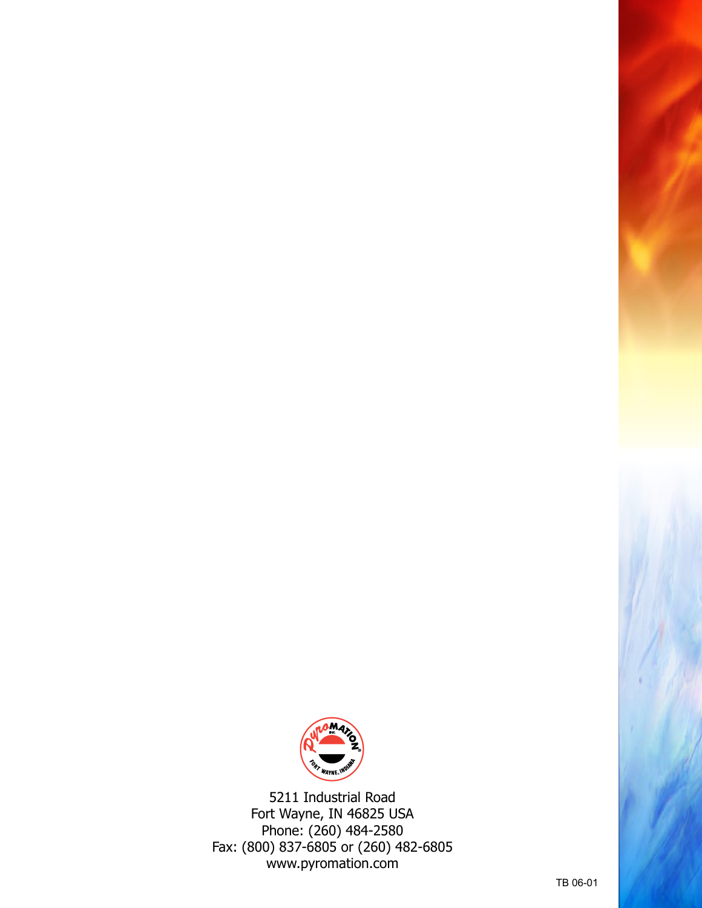5211 Industrial Road
Fort Wayne, IN 46825 USA
Phone: (260) 484-2580
Fax: (800) 837-6805 or (260) 482-6805
www.pyromation.com

TB 06-01